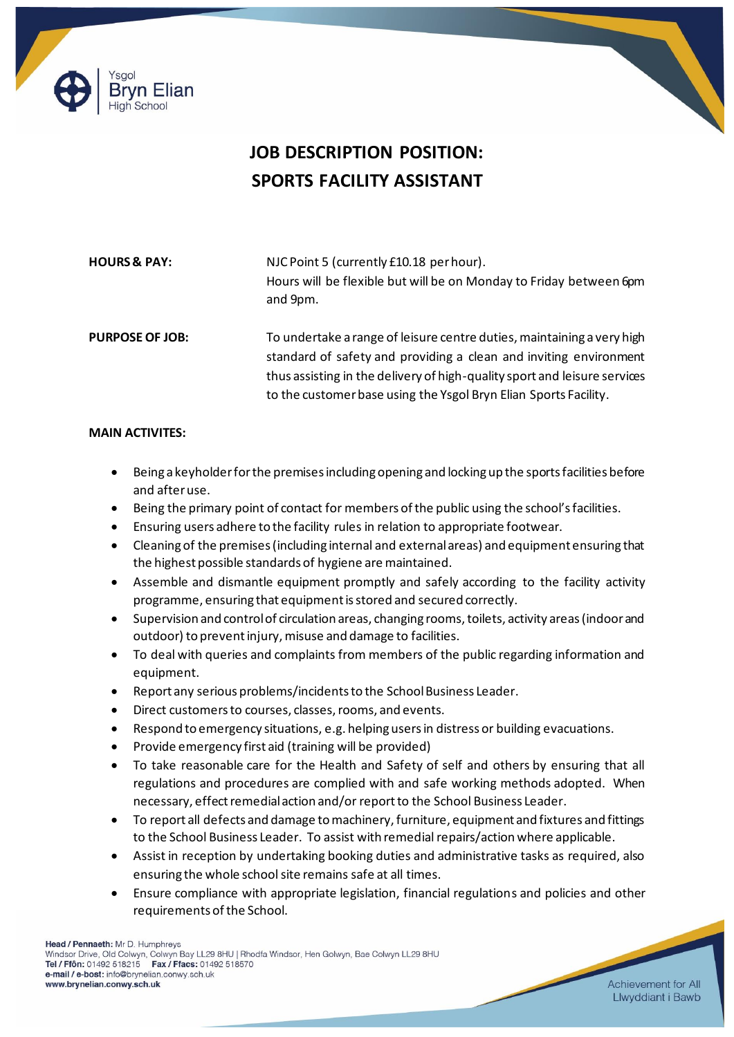Ysgol
Bryn Elian
High School

# JOB DESCRIPTION POSITION: SPORTS FACILITY ASSISTANT

**HOURS & PAY:** NJC Point 5 (currently £10.18 per hour).
Hours will be flexible but will be on Monday to Friday between 6pm and 9pm.

**PURPOSE OF JOB:** To undertake a range of leisure centre duties, maintaining a very high standard of safety and providing a clean and inviting environment thus assisting in the delivery of high-quality sport and leisure services to the customer base using the Ysgol Bryn Elian Sports Facility.

**MAIN ACTIVITES:**

- Being a keyholder for the premises including opening and locking up the sports facilities before and after use.
- Being the primary point of contact for members of the public using the school's facilities.
- Ensuring users adhere to the facility rules in relation to appropriate footwear.
- Cleaning of the premises (including internal and external areas) and equipment ensuring that the highest possible standards of hygiene are maintained.
- Assemble and dismantle equipment promptly and safely according to the facility activity programme, ensuring that equipment is stored and secured correctly.
- Supervision and control of circulation areas, changing rooms, toilets, activity areas (indoor and outdoor) to prevent injury, misuse and damage to facilities.
- To deal with queries and complaints from members of the public regarding information and equipment.
- Report any serious problems/incidents to the School Business Leader.
- Direct customers to courses, classes, rooms, and events.
- Respond to emergency situations, e.g. helping users in distress or building evacuations.
- Provide emergency first aid (training will be provided)
- To take reasonable care for the Health and Safety of self and others by ensuring that all regulations and procedures are complied with and safe working methods adopted. When necessary, effect remedial action and/or report to the School Business Leader.
- To report all defects and damage to machinery, furniture, equipment and fixtures and fittings to the School Business Leader. To assist with remedial repairs/action where applicable.
- Assist in reception by undertaking booking duties and administrative tasks as required, also ensuring the whole school site remains safe at all times.
- Ensure compliance with appropriate legislation, financial regulations and policies and other requirements of the School.

**Head / Pennaeth:** Mr D. Humphreys
Windsor Drive, Old Colwyn, Colwyn Bay LL29 8HU | Rhodfa Windsor, Hen Golwyn, Bae Colwyn LL29 8HU
**Tel / Ffôn:** 01492 518215 **Fax / Ffacs:** 01492 518570
**e-mail / e-bost:** info@brynelian.conwy.sch.uk
**www.brynelian.conwy.sch.uk**

Achievement for All
Llwyddiant i Bawb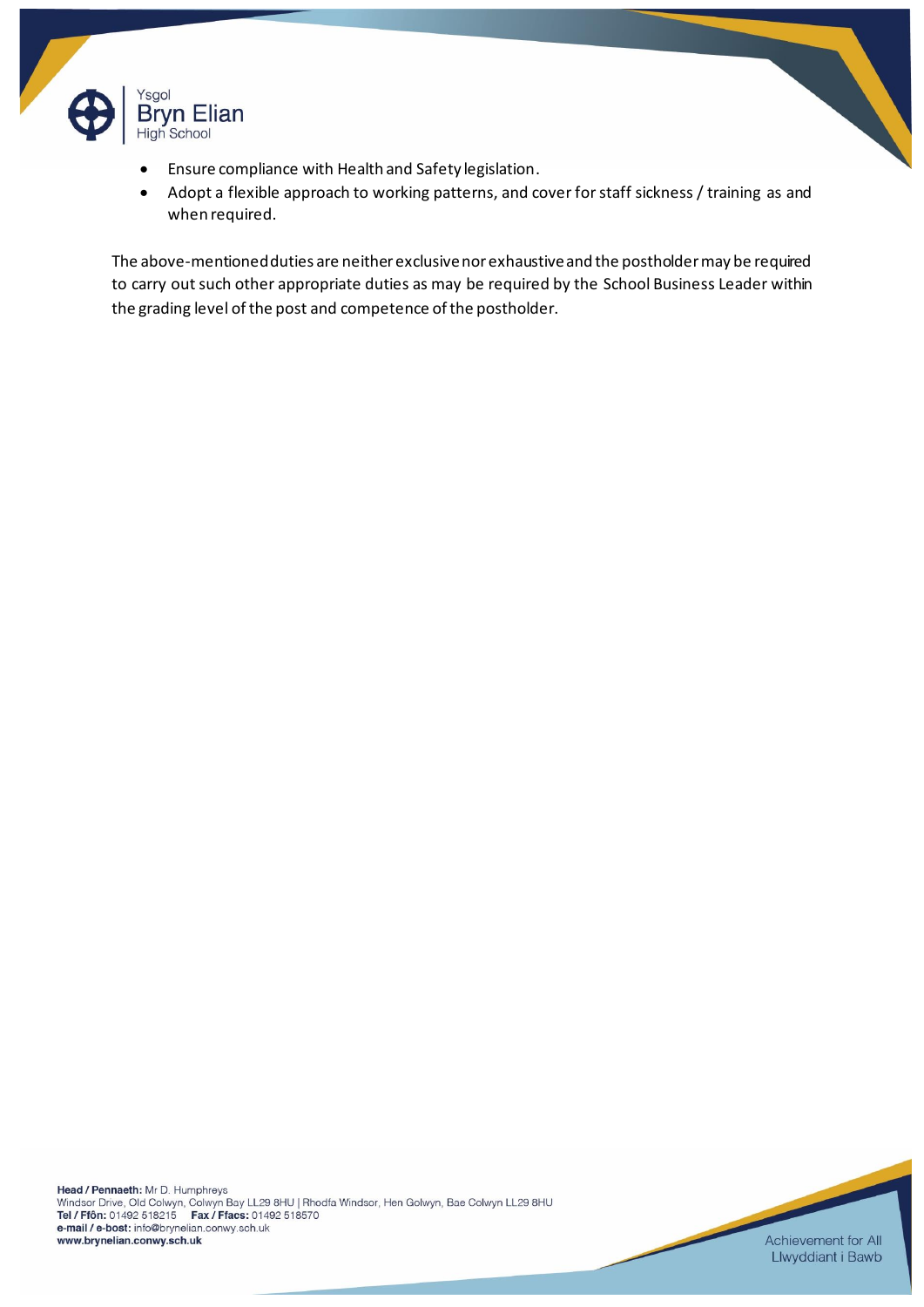- Ensure compliance with Health and Safety legislation.
- Adopt a flexible approach to working patterns, and cover for staff sickness / training as and when required.

The above-mentioned duties are neither exclusive nor exhaustive and the postholder may be required to carry out such other appropriate duties as may be required by the School Business Leader within the grading level of the post and competence of the postholder.